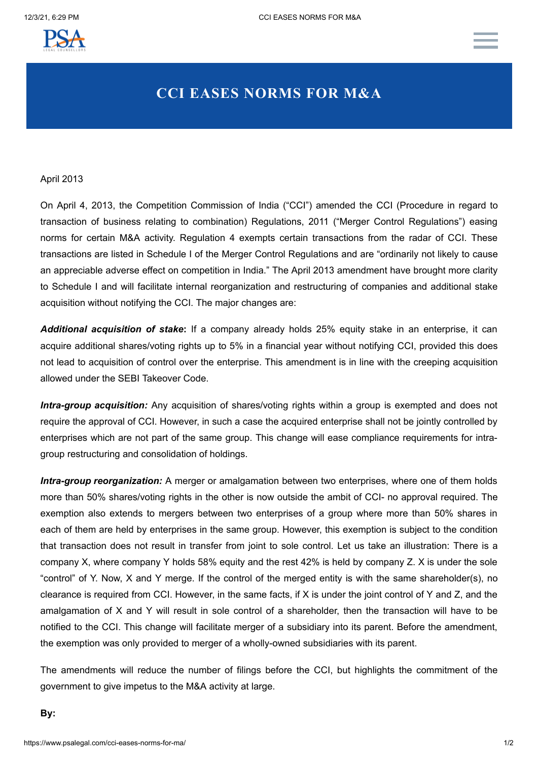# CCI EASES NORMS FOR M&A

April 2013

On April 4, 2013, the Competition Commission of India ("CCI") amended the CCI (Procedure in regard to transaction of business relating to combination) Regulations, 2011 ("Merger Control Regulations") easing norms for certain M&A activity. Regulation 4 exempts certain transactions from the radar of CCI. These transactions are listed in Schedule I of the Merger Control Regulations and are "ordinarily not likely to cause an appreciable adverse effect on competition in India." The April 2013 amendment have brought more clarity to Schedule I and will facilitate internal reorganization and restructuring of companies and additional stake acquisition without notifying the CCI. The major changes are:

***Additional acquisition of stake*:** If a company already holds 25% equity stake in an enterprise, it can acquire additional shares/voting rights up to 5% in a financial year without notifying CCI, provided this does not lead to acquisition of control over the enterprise. This amendment is in line with the creeping acquisition allowed under the SEBI Takeover Code.

***Intra-group acquisition:*** Any acquisition of shares/voting rights within a group is exempted and does not require the approval of CCI. However, in such a case the acquired enterprise shall not be jointly controlled by enterprises which are not part of the same group. This change will ease compliance requirements for intra-group restructuring and consolidation of holdings.

***Intra-group reorganization:*** A merger or amalgamation between two enterprises, where one of them holds more than 50% shares/voting rights in the other is now outside the ambit of CCI- no approval required. The exemption also extends to mergers between two enterprises of a group where more than 50% shares in each of them are held by enterprises in the same group. However, this exemption is subject to the condition that transaction does not result in transfer from joint to sole control. Let us take an illustration: There is a company X, where company Y holds 58% equity and the rest 42% is held by company Z. X is under the sole "control" of Y. Now, X and Y merge. If the control of the merged entity is with the same shareholder(s), no clearance is required from CCI. However, in the same facts, if X is under the joint control of Y and Z, and the amalgamation of X and Y will result in sole control of a shareholder, then the transaction will have to be notified to the CCI. This change will facilitate merger of a subsidiary into its parent. Before the amendment, the exemption was only provided to merger of a wholly-owned subsidiaries with its parent.

The amendments will reduce the number of filings before the CCI, but highlights the commitment of the government to give impetus to the M&A activity at large.

**By:**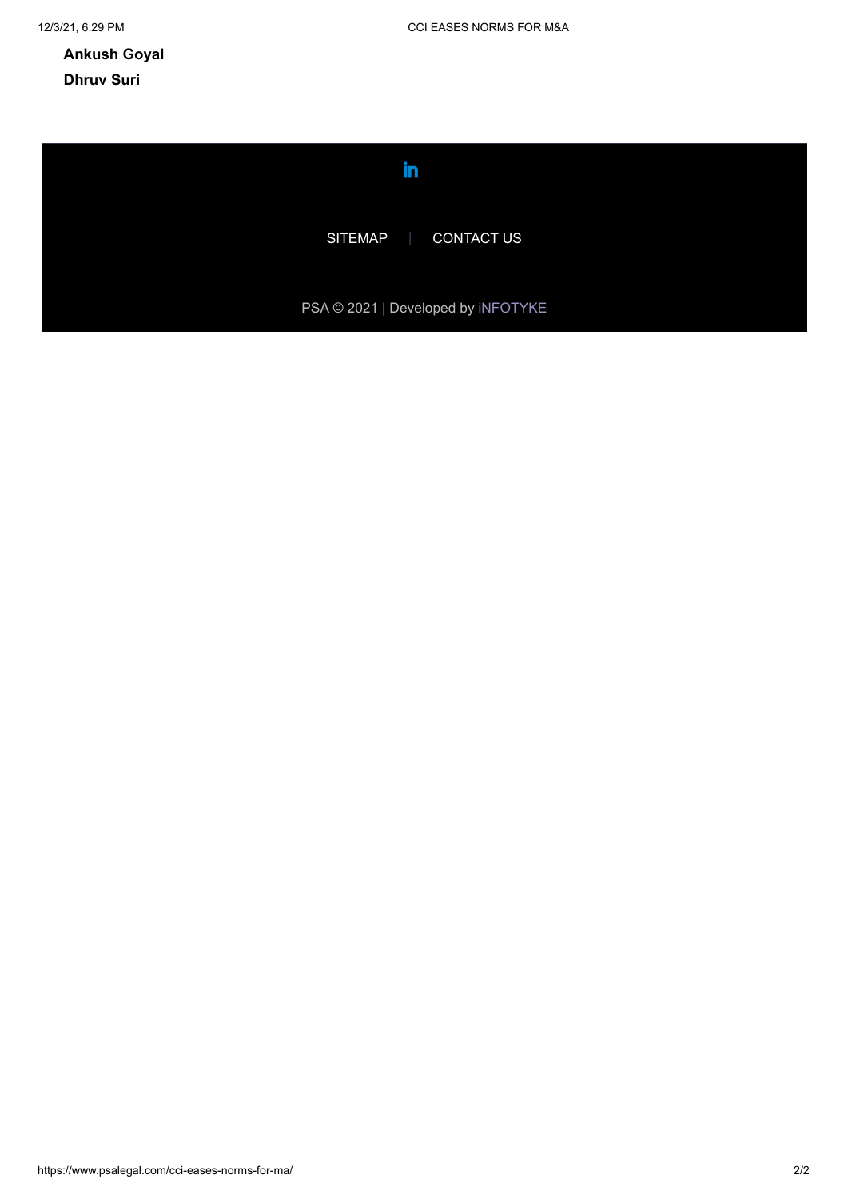**Ankush Goyal**

**Dhruv Suri**

SITEMAP | CONTACT US

PSA © 2021 | Developed by iNFOTYKE